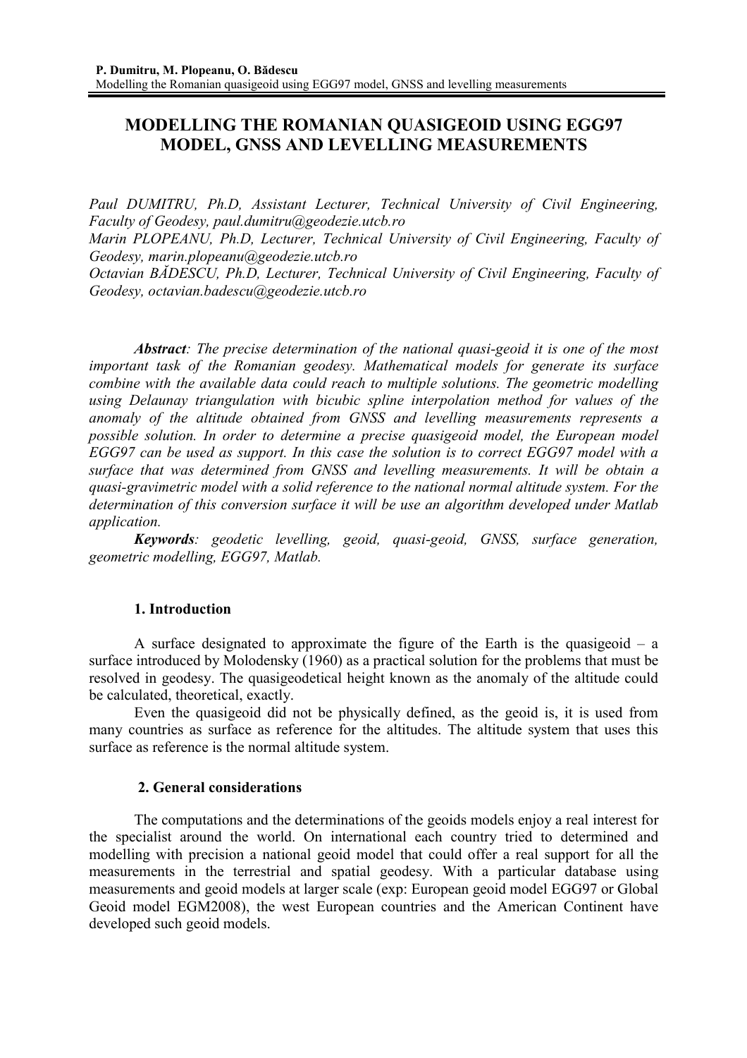# MODELLING THE ROMANIAN QUASIGEOID USING EGG97 MODEL, GNSS AND LEVELLING MEASUREMENTS

*Paul DUMITRU, Ph.D, Assistant Lecturer, Technical University of Civil Engineering, Faculty of Geodesy, paul.dumitru@geodezie.utcb.ro*
*Marin PLOPEANU, Ph.D, Lecturer, Technical University of Civil Engineering, Faculty of Geodesy, marin.plopeanu@geodezie.utcb.ro*
*Octavian BĂDESCU, Ph.D, Lecturer, Technical University of Civil Engineering, Faculty of Geodesy, octavian.badescu@geodezie.utcb.ro*

***Abstract****: The precise determination of the national quasi-geoid it is one of the most important task of the Romanian geodesy. Mathematical models for generate its surface combine with the available data could reach to multiple solutions. The geometric modelling using Delaunay triangulation with bicubic spline interpolation method for values of the anomaly of the altitude obtained from GNSS and levelling measurements represents a possible solution. In order to determine a precise quasigeoid model, the European model EGG97 can be used as support. In this case the solution is to correct EGG97 model with a surface that was determined from GNSS and levelling measurements. It will be obtain a quasi-gravimetric model with a solid reference to the national normal altitude system. For the determination of this conversion surface it will be use an algorithm developed under Matlab application.*

***Keywords****: geodetic levelling, geoid, quasi-geoid, GNSS, surface generation, geometric modelling, EGG97, Matlab.*

## 1. Introduction

A surface designated to approximate the figure of the Earth is the quasigeoid – a surface introduced by Molodensky (1960) as a practical solution for the problems that must be resolved in geodesy. The quasigeodetical height known as the anomaly of the altitude could be calculated, theoretical, exactly.

Even the quasigeoid did not be physically defined, as the geoid is, it is used from many countries as surface as reference for the altitudes. The altitude system that uses this surface as reference is the normal altitude system.

## 2. General considerations

The computations and the determinations of the geoids models enjoy a real interest for the specialist around the world. On international each country tried to determined and modelling with precision a national geoid model that could offer a real support for all the measurements in the terrestrial and spatial geodesy. With a particular database using measurements and geoid models at larger scale (exp: European geoid model EGG97 or Global Geoid model EGM2008), the west European countries and the American Continent have developed such geoid models.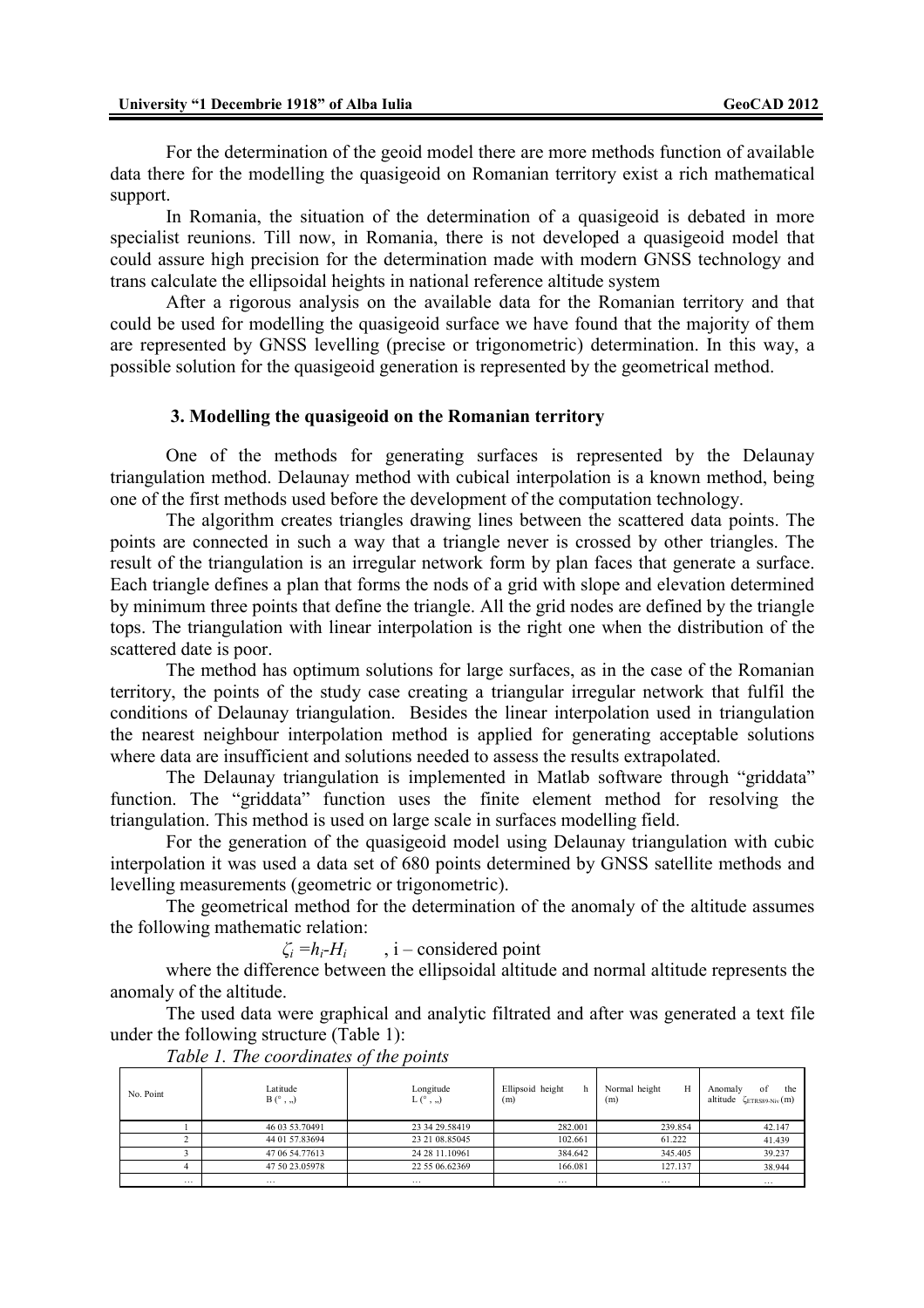For the determination of the geoid model there are more methods function of available data there for the modelling the quasigeoid on Romanian territory exist a rich mathematical support.

In Romania, the situation of the determination of a quasigeoid is debated in more specialist reunions. Till now, in Romania, there is not developed a quasigeoid model that could assure high precision for the determination made with modern GNSS technology and trans calculate the ellipsoidal heights in national reference altitude system

After a rigorous analysis on the available data for the Romanian territory and that could be used for modelling the quasigeoid surface we have found that the majority of them are represented by GNSS levelling (precise or trigonometric) determination. In this way, a possible solution for the quasigeoid generation is represented by the geometrical method.

## 3. Modelling the quasigeoid on the Romanian territory

One of the methods for generating surfaces is represented by the Delaunay triangulation method. Delaunay method with cubical interpolation is a known method, being one of the first methods used before the development of the computation technology.

The algorithm creates triangles drawing lines between the scattered data points. The points are connected in such a way that a triangle never is crossed by other triangles. The result of the triangulation is an irregular network form by plan faces that generate a surface. Each triangle defines a plan that forms the nods of a grid with slope and elevation determined by minimum three points that define the triangle. All the grid nodes are defined by the triangle tops. The triangulation with linear interpolation is the right one when the distribution of the scattered date is poor.

The method has optimum solutions for large surfaces, as in the case of the Romanian territory, the points of the study case creating a triangular irregular network that fulfil the conditions of Delaunay triangulation. Besides the linear interpolation used in triangulation the nearest neighbour interpolation method is applied for generating acceptable solutions where data are insufficient and solutions needed to assess the results extrapolated.

The Delaunay triangulation is implemented in Matlab software through "griddata" function. The "griddata" function uses the finite element method for resolving the triangulation. This method is used on large scale in surfaces modelling field.

For the generation of the quasigeoid model using Delaunay triangulation with cubic interpolation it was used a data set of 680 points determined by GNSS satellite methods and levelling measurements (geometric or trigonometric).

The geometrical method for the determination of the anomaly of the altitude assumes the following mathematic relation:

$$\zeta_i = h_i - H_i \quad , \text{i – considered point}$$

where the difference between the ellipsoidal altitude and normal altitude represents the anomaly of the altitude.

The used data were graphical and analytic filtrated and after was generated a text file under the following structure (Table 1):

*Table 1. The coordinates of the points*

| No. Point | Latitude B (° ' ") | Longitude L (° ' ") | Ellipsoid height h (m) | Normal height H (m) | Anomaly of the altitude $\zeta_{ETRS89\text{-}Nix}$ (m) |
|---|---|---|---|---|---|
| 1 | 46 03 53.70491 | 23 34 29.58419 | 282.001 | 239.854 | 42.147 |
| 2 | 44 01 57.83694 | 23 21 08.85045 | 102.661 | 61.222 | 41.439 |
| 3 | 47 06 54.77613 | 24 28 11.10961 | 384.642 | 345.405 | 39.237 |
| 4 | 47 50 23.05978 | 22 55 06.62369 | 166.081 | 127.137 | 38.944 |
| … | … | … | … | … | … |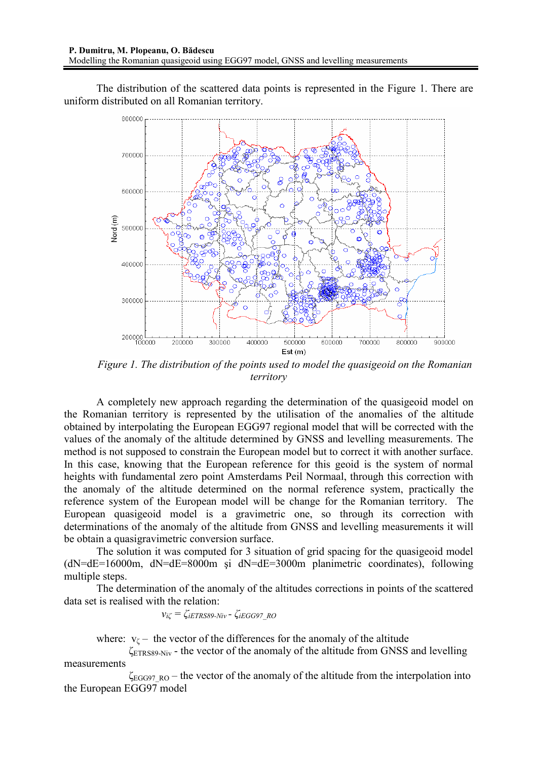The distribution of the scattered data points is represented in the Figure 1. There are uniform distributed on all Romanian territory.

*Figure 1. The distribution of the points used to model the quasigeoid on the Romanian territory*

A completely new approach regarding the determination of the quasigeoid model on the Romanian territory is represented by the utilisation of the anomalies of the altitude obtained by interpolating the European EGG97 regional model that will be corrected with the values of the anomaly of the altitude determined by GNSS and levelling measurements. The method is not supposed to constrain the European model but to correct it with another surface. In this case, knowing that the European reference for this geoid is the system of normal heights with fundamental zero point Amsterdams Peil Normaal, through this correction with the anomaly of the altitude determined on the normal reference system, practically the reference system of the European model will be change for the Romanian territory. The European quasigeoid model is a gravimetric one, so through its correction with determinations of the anomaly of the altitude from GNSS and levelling measurements it will be obtain a quasigravimetric conversion surface.

The solution it was computed for 3 situation of grid spacing for the quasigeoid model (dN=dE=16000m, dN=dE=8000m şi dN=dE=3000m planimetric coordinates), following multiple steps.

The determination of the anomaly of the altitudes corrections in points of the scattered data set is realised with the relation:

$$v_{i\zeta} = \zeta_{iETRS89\text{-}Niv} - \zeta_{iEGG97\_RO}$$

where: $v_{\zeta}$ – the vector of the differences for the anomaly of the altitude

$\zeta_{ETRS89\text{-}Niv}$ - the vector of the anomaly of the altitude from GNSS and levelling measurements

$\zeta_{EGG97\_RO}$ – the vector of the anomaly of the altitude from the interpolation into the European EGG97 model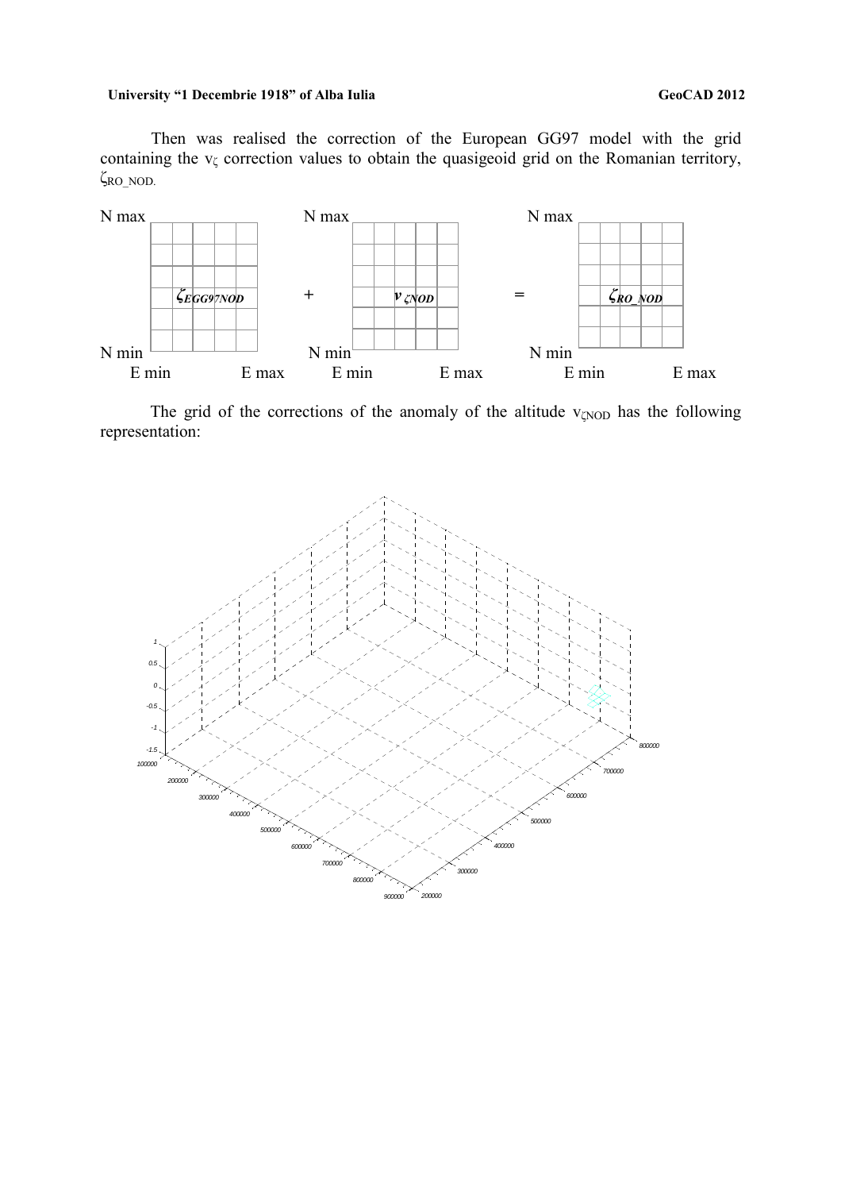Then was realised the correction of the European GG97 model with the grid containing the $v_\zeta$ correction values to obtain the quasigeoid grid on the Romanian territory, $\zeta_{RO\_NOD}$.

N max

$\zeta_{EGG97NOD}$

N min

E min E max

+

N max

$v_{\zeta NOD}$

N min

E min E max

=

N max

$\zeta_{RO\_NOD}$

N min

E min E max

The grid of the corrections of the anomaly of the altitude $v_{\zeta NOD}$ has the following representation:

1
0.5
0
-0.5
-1
-1.5
100000
200000
300000
400000
500000
600000
700000
800000
900000
200000
300000
400000
500000
600000
700000
800000